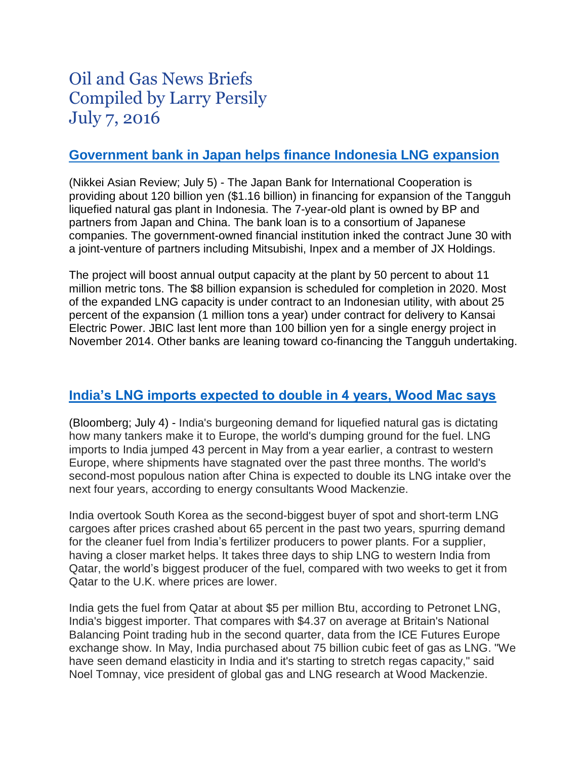# Oil and Gas News Briefs
# Compiled by Larry Persily
# July 7, 2016

## Government bank in Japan helps finance Indonesia LNG expansion

(Nikkei Asian Review; July 5) - The Japan Bank for International Cooperation is providing about 120 billion yen ($1.16 billion) in financing for expansion of the Tangguh liquefied natural gas plant in Indonesia. The 7-year-old plant is owned by BP and partners from Japan and China. The bank loan is to a consortium of Japanese companies. The government-owned financial institution inked the contract June 30 with a joint-venture of partners including Mitsubishi, Inpex and a member of JX Holdings.

The project will boost annual output capacity at the plant by 50 percent to about 11 million metric tons. The $8 billion expansion is scheduled for completion in 2020. Most of the expanded LNG capacity is under contract to an Indonesian utility, with about 25 percent of the expansion (1 million tons a year) under contract for delivery to Kansai Electric Power. JBIC last lent more than 100 billion yen for a single energy project in November 2014. Other banks are leaning toward co-financing the Tangguh undertaking.

## India's LNG imports expected to double in 4 years, Wood Mac says

(Bloomberg; July 4) - India's burgeoning demand for liquefied natural gas is dictating how many tankers make it to Europe, the world's dumping ground for the fuel. LNG imports to India jumped 43 percent in May from a year earlier, a contrast to western Europe, where shipments have stagnated over the past three months. The world's second-most populous nation after China is expected to double its LNG intake over the next four years, according to energy consultants Wood Mackenzie.

India overtook South Korea as the second-biggest buyer of spot and short-term LNG cargoes after prices crashed about 65 percent in the past two years, spurring demand for the cleaner fuel from India's fertilizer producers to power plants. For a supplier, having a closer market helps. It takes three days to ship LNG to western India from Qatar, the world's biggest producer of the fuel, compared with two weeks to get it from Qatar to the U.K. where prices are lower.

India gets the fuel from Qatar at about $5 per million Btu, according to Petronet LNG, India's biggest importer. That compares with $4.37 on average at Britain's National Balancing Point trading hub in the second quarter, data from the ICE Futures Europe exchange show. In May, India purchased about 75 billion cubic feet of gas as LNG. "We have seen demand elasticity in India and it's starting to stretch regas capacity," said Noel Tomnay, vice president of global gas and LNG research at Wood Mackenzie.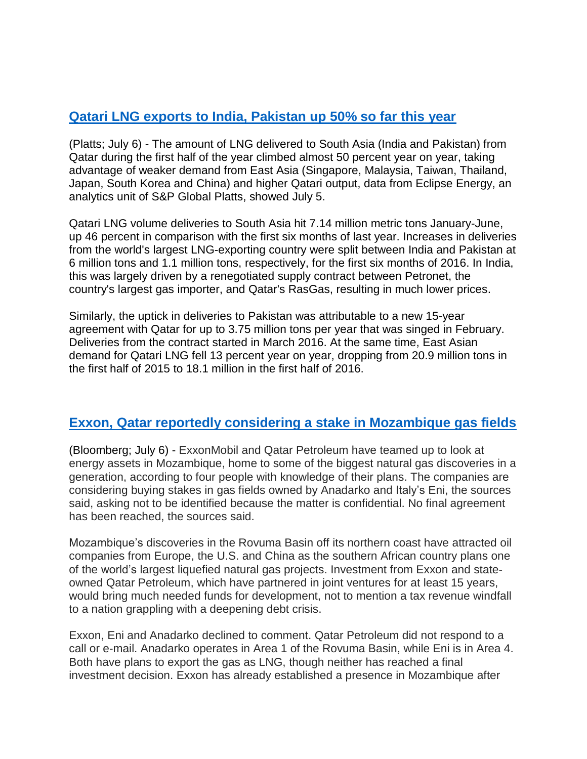## Qatari LNG exports to India, Pakistan up 50% so far this year

(Platts; July 6) - The amount of LNG delivered to South Asia (India and Pakistan) from Qatar during the first half of the year climbed almost 50 percent year on year, taking advantage of weaker demand from East Asia (Singapore, Malaysia, Taiwan, Thailand, Japan, South Korea and China) and higher Qatari output, data from Eclipse Energy, an analytics unit of S&P Global Platts, showed July 5.

Qatari LNG volume deliveries to South Asia hit 7.14 million metric tons January-June, up 46 percent in comparison with the first six months of last year. Increases in deliveries from the world's largest LNG-exporting country were split between India and Pakistan at 6 million tons and 1.1 million tons, respectively, for the first six months of 2016. In India, this was largely driven by a renegotiated supply contract between Petronet, the country's largest gas importer, and Qatar's RasGas, resulting in much lower prices.

Similarly, the uptick in deliveries to Pakistan was attributable to a new 15-year agreement with Qatar for up to 3.75 million tons per year that was singed in February. Deliveries from the contract started in March 2016. At the same time, East Asian demand for Qatari LNG fell 13 percent year on year, dropping from 20.9 million tons in the first half of 2015 to 18.1 million in the first half of 2016.

## Exxon, Qatar reportedly considering a stake in Mozambique gas fields

(Bloomberg; July 6) - ExxonMobil and Qatar Petroleum have teamed up to look at energy assets in Mozambique, home to some of the biggest natural gas discoveries in a generation, according to four people with knowledge of their plans. The companies are considering buying stakes in gas fields owned by Anadarko and Italy's Eni, the sources said, asking not to be identified because the matter is confidential. No final agreement has been reached, the sources said.

Mozambique's discoveries in the Rovuma Basin off its northern coast have attracted oil companies from Europe, the U.S. and China as the southern African country plans one of the world's largest liquefied natural gas projects. Investment from Exxon and state-owned Qatar Petroleum, which have partnered in joint ventures for at least 15 years, would bring much needed funds for development, not to mention a tax revenue windfall to a nation grappling with a deepening debt crisis.

Exxon, Eni and Anadarko declined to comment. Qatar Petroleum did not respond to a call or e-mail. Anadarko operates in Area 1 of the Rovuma Basin, while Eni is in Area 4. Both have plans to export the gas as LNG, though neither has reached a final investment decision. Exxon has already established a presence in Mozambique after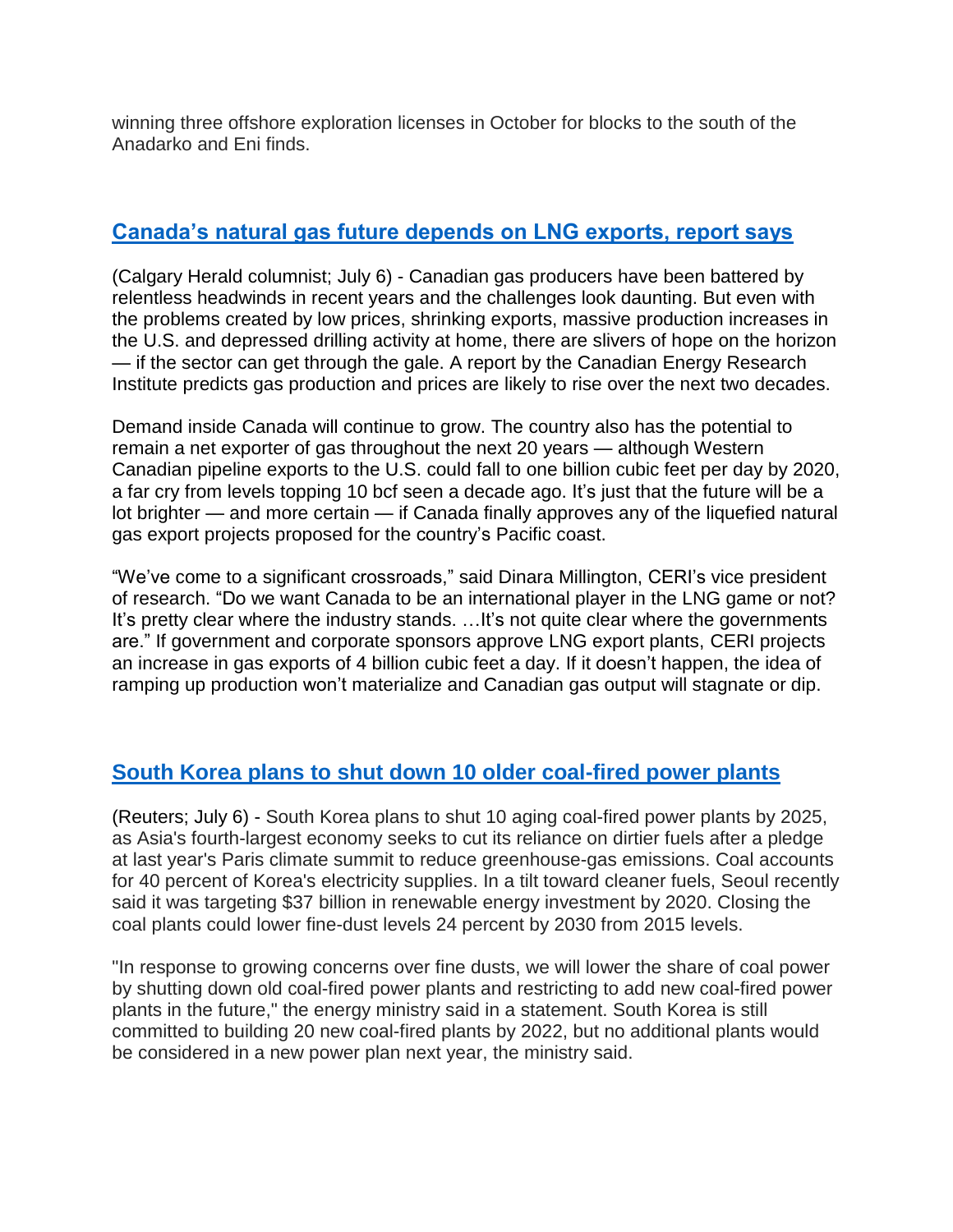winning three offshore exploration licenses in October for blocks to the south of the Anadarko and Eni finds.

## Canada's natural gas future depends on LNG exports, report says

(Calgary Herald columnist; July 6) - Canadian gas producers have been battered by relentless headwinds in recent years and the challenges look daunting. But even with the problems created by low prices, shrinking exports, massive production increases in the U.S. and depressed drilling activity at home, there are slivers of hope on the horizon — if the sector can get through the gale. A report by the Canadian Energy Research Institute predicts gas production and prices are likely to rise over the next two decades.

Demand inside Canada will continue to grow. The country also has the potential to remain a net exporter of gas throughout the next 20 years — although Western Canadian pipeline exports to the U.S. could fall to one billion cubic feet per day by 2020, a far cry from levels topping 10 bcf seen a decade ago. It's just that the future will be a lot brighter — and more certain — if Canada finally approves any of the liquefied natural gas export projects proposed for the country's Pacific coast.

"We've come to a significant crossroads," said Dinara Millington, CERI's vice president of research. "Do we want Canada to be an international player in the LNG game or not? It's pretty clear where the industry stands. …It's not quite clear where the governments are." If government and corporate sponsors approve LNG export plants, CERI projects an increase in gas exports of 4 billion cubic feet a day. If it doesn't happen, the idea of ramping up production won't materialize and Canadian gas output will stagnate or dip.

## South Korea plans to shut down 10 older coal-fired power plants

(Reuters; July 6) - South Korea plans to shut 10 aging coal-fired power plants by 2025, as Asia's fourth-largest economy seeks to cut its reliance on dirtier fuels after a pledge at last year's Paris climate summit to reduce greenhouse-gas emissions. Coal accounts for 40 percent of Korea's electricity supplies. In a tilt toward cleaner fuels, Seoul recently said it was targeting $37 billion in renewable energy investment by 2020. Closing the coal plants could lower fine-dust levels 24 percent by 2030 from 2015 levels.

"In response to growing concerns over fine dusts, we will lower the share of coal power by shutting down old coal-fired power plants and restricting to add new coal-fired power plants in the future," the energy ministry said in a statement. South Korea is still committed to building 20 new coal-fired plants by 2022, but no additional plants would be considered in a new power plan next year, the ministry said.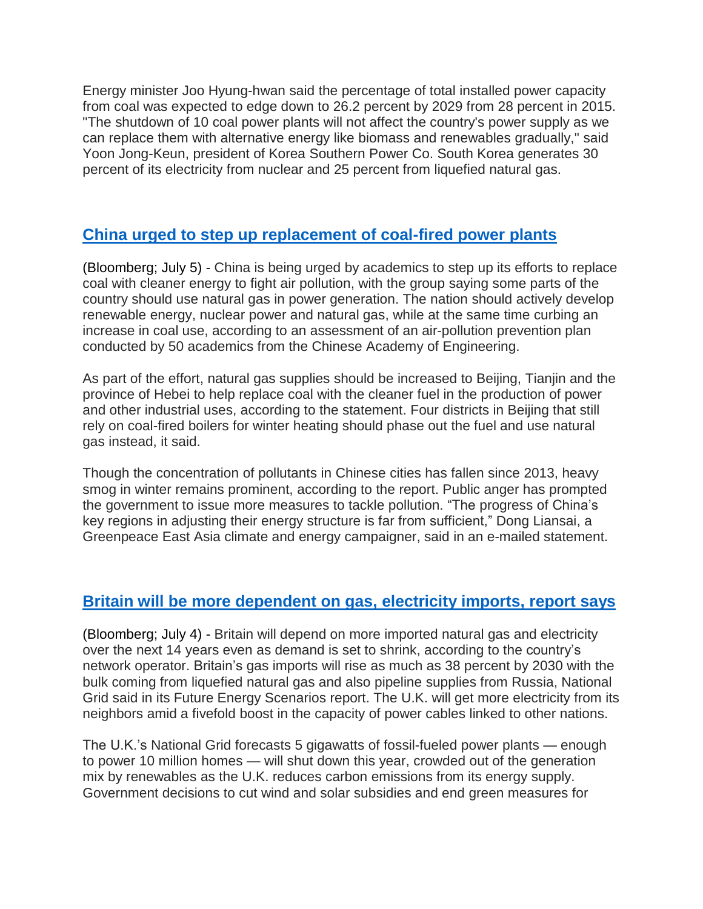Energy minister Joo Hyung-hwan said the percentage of total installed power capacity from coal was expected to edge down to 26.2 percent by 2029 from 28 percent in 2015. "The shutdown of 10 coal power plants will not affect the country's power supply as we can replace them with alternative energy like biomass and renewables gradually," said Yoon Jong-Keun, president of Korea Southern Power Co. South Korea generates 30 percent of its electricity from nuclear and 25 percent from liquefied natural gas.

## China urged to step up replacement of coal-fired power plants

(Bloomberg; July 5) - China is being urged by academics to step up its efforts to replace coal with cleaner energy to fight air pollution, with the group saying some parts of the country should use natural gas in power generation. The nation should actively develop renewable energy, nuclear power and natural gas, while at the same time curbing an increase in coal use, according to an assessment of an air-pollution prevention plan conducted by 50 academics from the Chinese Academy of Engineering.

As part of the effort, natural gas supplies should be increased to Beijing, Tianjin and the province of Hebei to help replace coal with the cleaner fuel in the production of power and other industrial uses, according to the statement. Four districts in Beijing that still rely on coal-fired boilers for winter heating should phase out the fuel and use natural gas instead, it said.

Though the concentration of pollutants in Chinese cities has fallen since 2013, heavy smog in winter remains prominent, according to the report. Public anger has prompted the government to issue more measures to tackle pollution. “The progress of China’s key regions in adjusting their energy structure is far from sufficient,” Dong Liansai, a Greenpeace East Asia climate and energy campaigner, said in an e-mailed statement.

## Britain will be more dependent on gas, electricity imports, report says

(Bloomberg; July 4) - Britain will depend on more imported natural gas and electricity over the next 14 years even as demand is set to shrink, according to the country’s network operator. Britain’s gas imports will rise as much as 38 percent by 2030 with the bulk coming from liquefied natural gas and also pipeline supplies from Russia, National Grid said in its Future Energy Scenarios report. The U.K. will get more electricity from its neighbors amid a fivefold boost in the capacity of power cables linked to other nations.

The U.K.’s National Grid forecasts 5 gigawatts of fossil-fueled power plants — enough to power 10 million homes — will shut down this year, crowded out of the generation mix by renewables as the U.K. reduces carbon emissions from its energy supply. Government decisions to cut wind and solar subsidies and end green measures for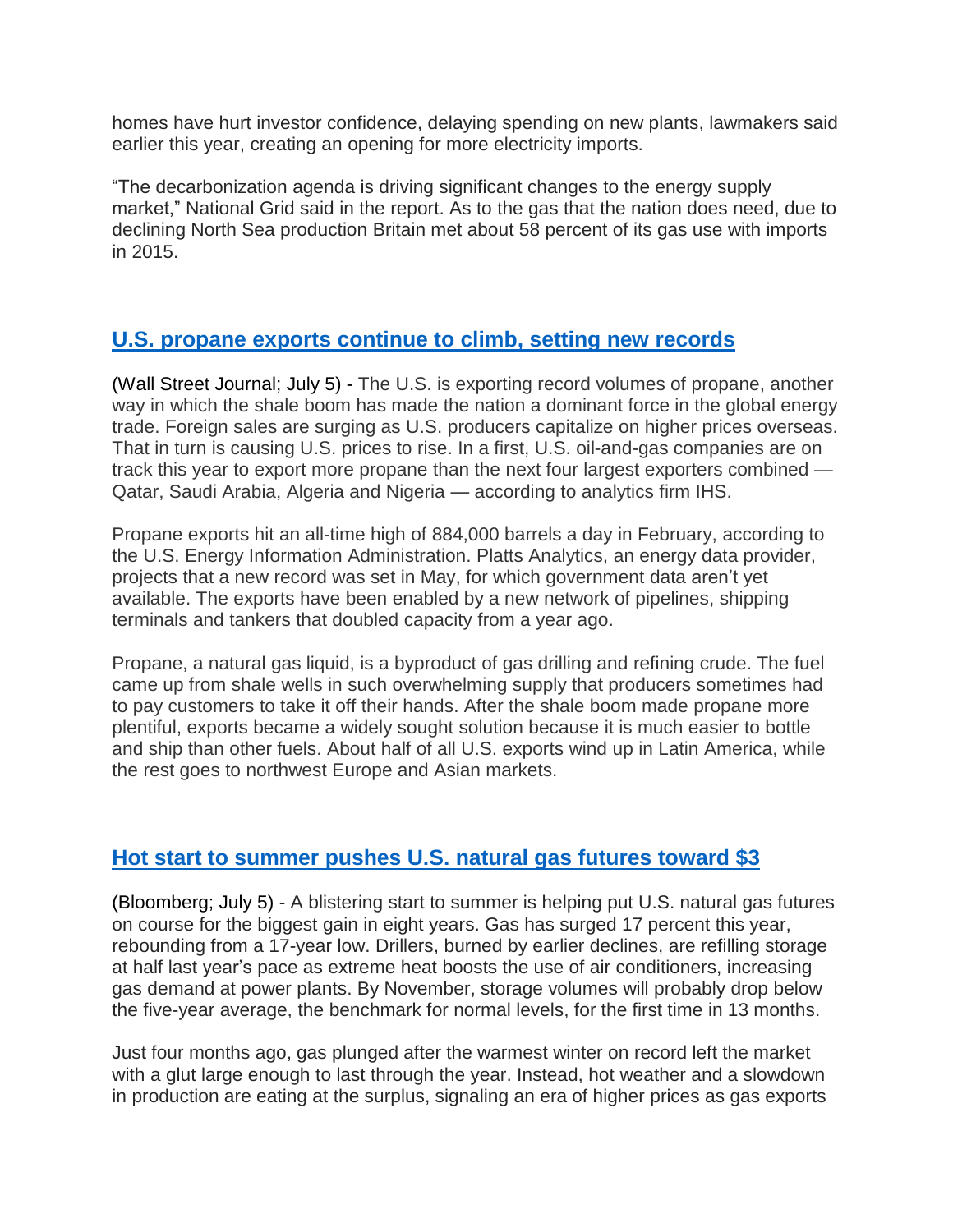homes have hurt investor confidence, delaying spending on new plants, lawmakers said earlier this year, creating an opening for more electricity imports.

"The decarbonization agenda is driving significant changes to the energy supply market," National Grid said in the report. As to the gas that the nation does need, due to declining North Sea production Britain met about 58 percent of its gas use with imports in 2015.

## U.S. propane exports continue to climb, setting new records

(Wall Street Journal; July 5) - The U.S. is exporting record volumes of propane, another way in which the shale boom has made the nation a dominant force in the global energy trade. Foreign sales are surging as U.S. producers capitalize on higher prices overseas. That in turn is causing U.S. prices to rise. In a first, U.S. oil-and-gas companies are on track this year to export more propane than the next four largest exporters combined — Qatar, Saudi Arabia, Algeria and Nigeria — according to analytics firm IHS.

Propane exports hit an all-time high of 884,000 barrels a day in February, according to the U.S. Energy Information Administration. Platts Analytics, an energy data provider, projects that a new record was set in May, for which government data aren't yet available. The exports have been enabled by a new network of pipelines, shipping terminals and tankers that doubled capacity from a year ago.

Propane, a natural gas liquid, is a byproduct of gas drilling and refining crude. The fuel came up from shale wells in such overwhelming supply that producers sometimes had to pay customers to take it off their hands. After the shale boom made propane more plentiful, exports became a widely sought solution because it is much easier to bottle and ship than other fuels. About half of all U.S. exports wind up in Latin America, while the rest goes to northwest Europe and Asian markets.

## Hot start to summer pushes U.S. natural gas futures toward $3

(Bloomberg; July 5) - A blistering start to summer is helping put U.S. natural gas futures on course for the biggest gain in eight years. Gas has surged 17 percent this year, rebounding from a 17-year low. Drillers, burned by earlier declines, are refilling storage at half last year's pace as extreme heat boosts the use of air conditioners, increasing gas demand at power plants. By November, storage volumes will probably drop below the five-year average, the benchmark for normal levels, for the first time in 13 months.

Just four months ago, gas plunged after the warmest winter on record left the market with a glut large enough to last through the year. Instead, hot weather and a slowdown in production are eating at the surplus, signaling an era of higher prices as gas exports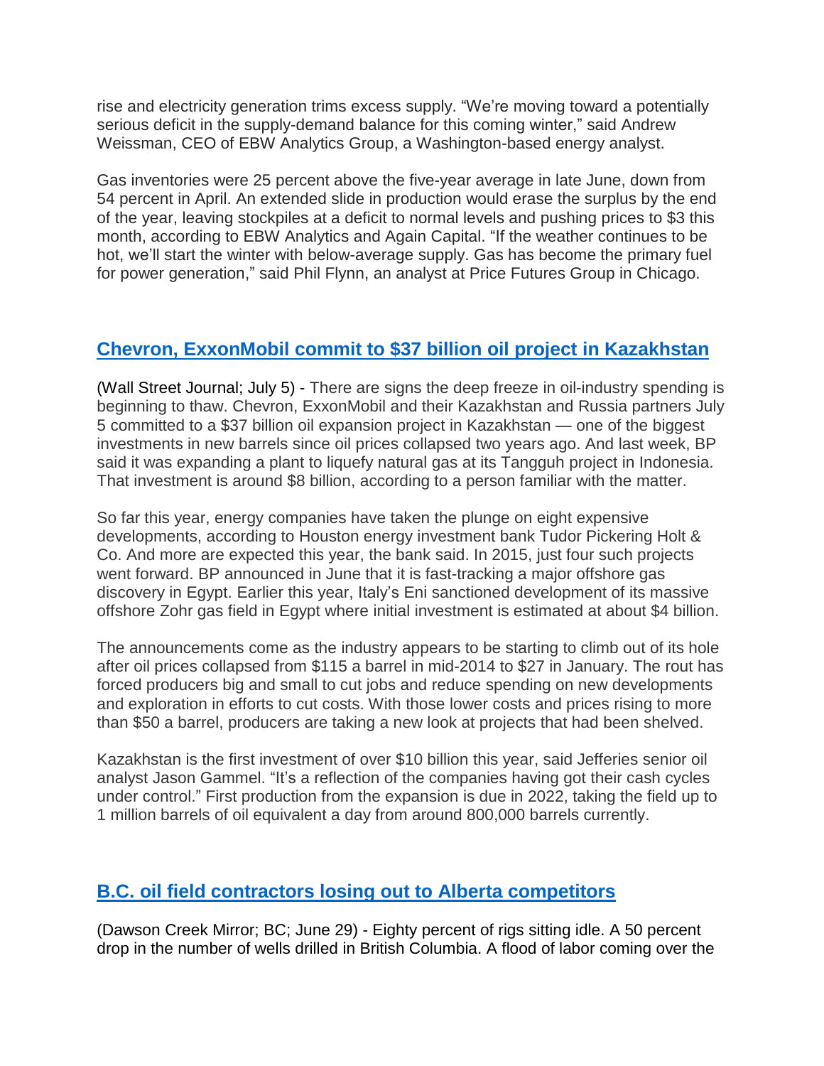rise and electricity generation trims excess supply. "We're moving toward a potentially serious deficit in the supply-demand balance for this coming winter," said Andrew Weissman, CEO of EBW Analytics Group, a Washington-based energy analyst.

Gas inventories were 25 percent above the five-year average in late June, down from 54 percent in April. An extended slide in production would erase the surplus by the end of the year, leaving stockpiles at a deficit to normal levels and pushing prices to $3 this month, according to EBW Analytics and Again Capital. "If the weather continues to be hot, we'll start the winter with below-average supply. Gas has become the primary fuel for power generation," said Phil Flynn, an analyst at Price Futures Group in Chicago.

## Chevron, ExxonMobil commit to $37 billion oil project in Kazakhstan

(Wall Street Journal; July 5) - There are signs the deep freeze in oil-industry spending is beginning to thaw. Chevron, ExxonMobil and their Kazakhstan and Russia partners July 5 committed to a $37 billion oil expansion project in Kazakhstan — one of the biggest investments in new barrels since oil prices collapsed two years ago. And last week, BP said it was expanding a plant to liquefy natural gas at its Tangguh project in Indonesia. That investment is around $8 billion, according to a person familiar with the matter.

So far this year, energy companies have taken the plunge on eight expensive developments, according to Houston energy investment bank Tudor Pickering Holt & Co. And more are expected this year, the bank said. In 2015, just four such projects went forward. BP announced in June that it is fast-tracking a major offshore gas discovery in Egypt. Earlier this year, Italy's Eni sanctioned development of its massive offshore Zohr gas field in Egypt where initial investment is estimated at about $4 billion.

The announcements come as the industry appears to be starting to climb out of its hole after oil prices collapsed from $115 a barrel in mid-2014 to $27 in January. The rout has forced producers big and small to cut jobs and reduce spending on new developments and exploration in efforts to cut costs. With those lower costs and prices rising to more than $50 a barrel, producers are taking a new look at projects that had been shelved.

Kazakhstan is the first investment of over $10 billion this year, said Jefferies senior oil analyst Jason Gammel. "It's a reflection of the companies having got their cash cycles under control." First production from the expansion is due in 2022, taking the field up to 1 million barrels of oil equivalent a day from around 800,000 barrels currently.

## B.C. oil field contractors losing out to Alberta competitors

(Dawson Creek Mirror; BC; June 29) - Eighty percent of rigs sitting idle. A 50 percent drop in the number of wells drilled in British Columbia. A flood of labor coming over the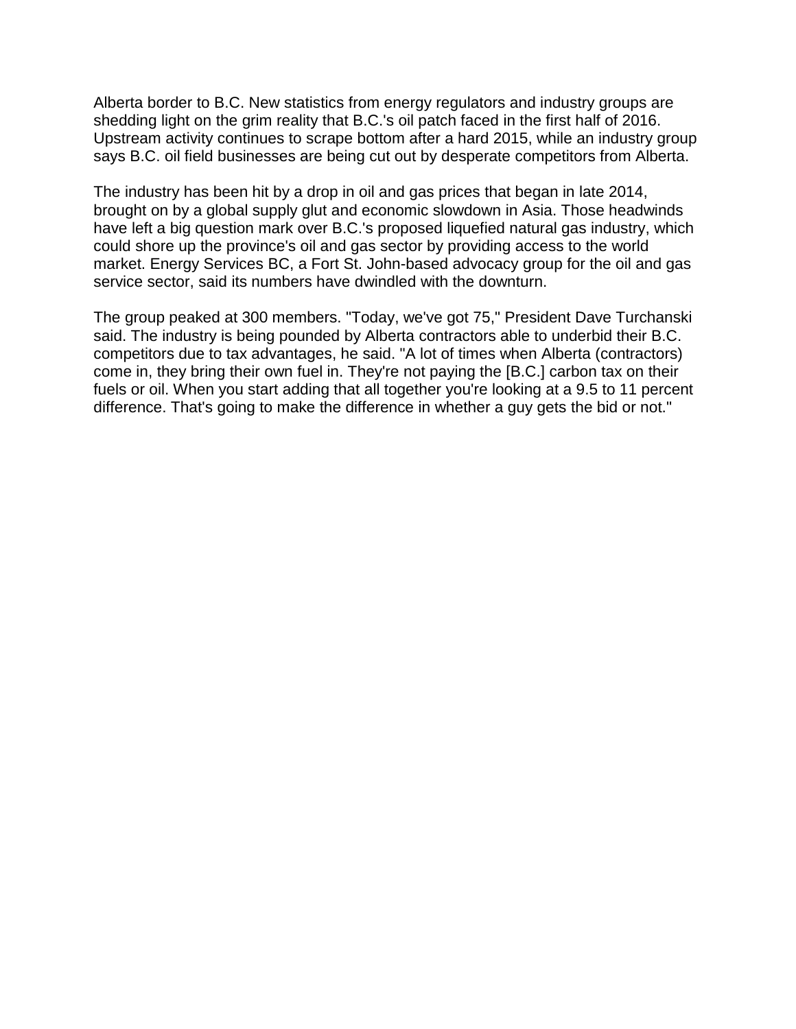Alberta border to B.C. New statistics from energy regulators and industry groups are shedding light on the grim reality that B.C.'s oil patch faced in the first half of 2016. Upstream activity continues to scrape bottom after a hard 2015, while an industry group says B.C. oil field businesses are being cut out by desperate competitors from Alberta.

The industry has been hit by a drop in oil and gas prices that began in late 2014, brought on by a global supply glut and economic slowdown in Asia. Those headwinds have left a big question mark over B.C.'s proposed liquefied natural gas industry, which could shore up the province's oil and gas sector by providing access to the world market. Energy Services BC, a Fort St. John-based advocacy group for the oil and gas service sector, said its numbers have dwindled with the downturn.

The group peaked at 300 members. "Today, we've got 75," President Dave Turchanski said. The industry is being pounded by Alberta contractors able to underbid their B.C. competitors due to tax advantages, he said. "A lot of times when Alberta (contractors) come in, they bring their own fuel in. They're not paying the [B.C.] carbon tax on their fuels or oil. When you start adding that all together you're looking at a 9.5 to 11 percent difference. That's going to make the difference in whether a guy gets the bid or not."